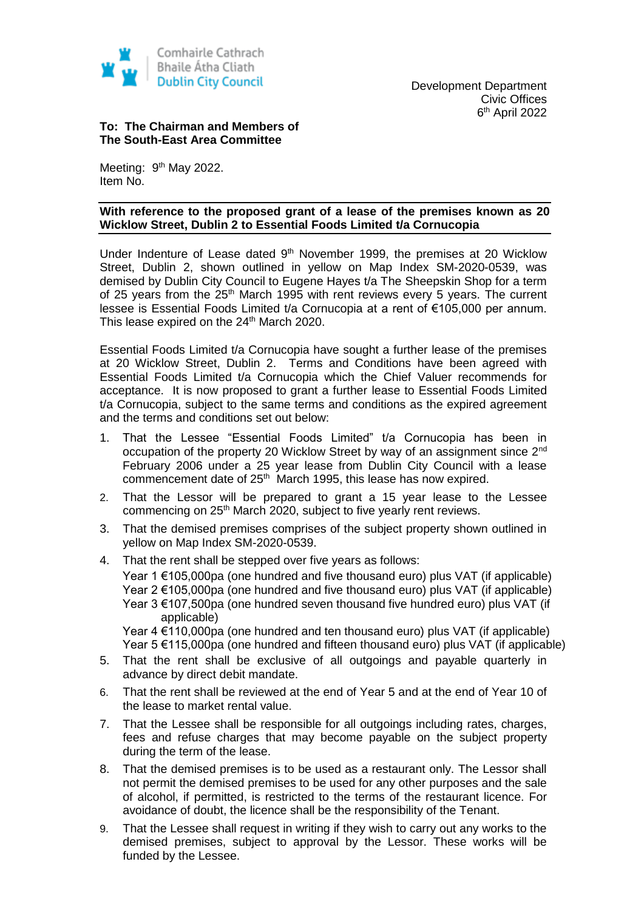Comhairle Cathrach Bhaile Átha Cliath
Dublin City Council

Development Department
Civic Offices
6th April 2022

**To: The Chairman and Members of**
**The South-East Area Committee**

Meeting: 9th May 2022.
Item No.

**With reference to the proposed grant of a lease of the premises known as 20 Wicklow Street, Dublin 2 to Essential Foods Limited t/a Cornucopia**

Under Indenture of Lease dated 9th November 1999, the premises at 20 Wicklow Street, Dublin 2, shown outlined in yellow on Map Index SM-2020-0539, was demised by Dublin City Council to Eugene Hayes t/a The Sheepskin Shop for a term of 25 years from the 25th March 1995 with rent reviews every 5 years. The current lessee is Essential Foods Limited t/a Cornucopia at a rent of €105,000 per annum. This lease expired on the 24th March 2020.

Essential Foods Limited t/a Cornucopia have sought a further lease of the premises at 20 Wicklow Street, Dublin 2. Terms and Conditions have been agreed with Essential Foods Limited t/a Cornucopia which the Chief Valuer recommends for acceptance. It is now proposed to grant a further lease to Essential Foods Limited t/a Cornucopia, subject to the same terms and conditions as the expired agreement and the terms and conditions set out below:

1. That the Lessee "Essential Foods Limited" t/a Cornucopia has been in occupation of the property 20 Wicklow Street by way of an assignment since 2nd February 2006 under a 25 year lease from Dublin City Council with a lease commencement date of 25th March 1995, this lease has now expired.
2. That the Lessor will be prepared to grant a 15 year lease to the Lessee commencing on 25th March 2020, subject to five yearly rent reviews.
3. That the demised premises comprises of the subject property shown outlined in yellow on Map Index SM-2020-0539.
4. That the rent shall be stepped over five years as follows:
   Year 1 €105,000pa (one hundred and five thousand euro) plus VAT (if applicable)
   Year 2 €105,000pa (one hundred and five thousand euro) plus VAT (if applicable)
   Year 3 €107,500pa (one hundred seven thousand five hundred euro) plus VAT (if applicable)
   Year 4 €110,000pa (one hundred and ten thousand euro) plus VAT (if applicable)
   Year 5 €115,000pa (one hundred and fifteen thousand euro) plus VAT (if applicable)
5. That the rent shall be exclusive of all outgoings and payable quarterly in advance by direct debit mandate.
6. That the rent shall be reviewed at the end of Year 5 and at the end of Year 10 of the lease to market rental value.
7. That the Lessee shall be responsible for all outgoings including rates, charges, fees and refuse charges that may become payable on the subject property during the term of the lease.
8. That the demised premises is to be used as a restaurant only. The Lessor shall not permit the demised premises to be used for any other purposes and the sale of alcohol, if permitted, is restricted to the terms of the restaurant licence. For avoidance of doubt, the licence shall be the responsibility of the Tenant.
9. That the Lessee shall request in writing if they wish to carry out any works to the demised premises, subject to approval by the Lessor. These works will be funded by the Lessee.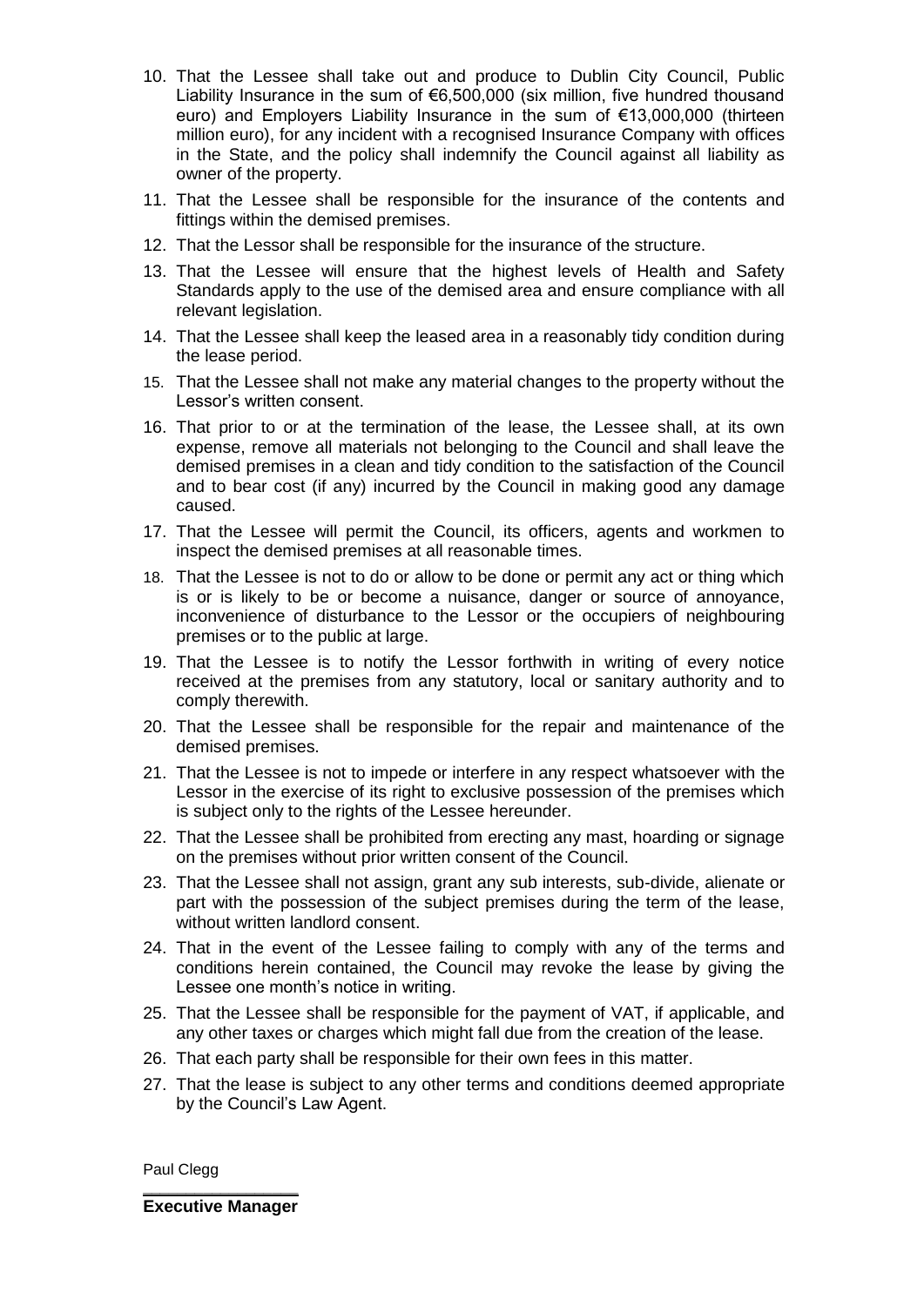10. That the Lessee shall take out and produce to Dublin City Council, Public Liability Insurance in the sum of €6,500,000 (six million, five hundred thousand euro) and Employers Liability Insurance in the sum of €13,000,000 (thirteen million euro), for any incident with a recognised Insurance Company with offices in the State, and the policy shall indemnify the Council against all liability as owner of the property.
11. That the Lessee shall be responsible for the insurance of the contents and fittings within the demised premises.
12. That the Lessor shall be responsible for the insurance of the structure.
13. That the Lessee will ensure that the highest levels of Health and Safety Standards apply to the use of the demised area and ensure compliance with all relevant legislation.
14. That the Lessee shall keep the leased area in a reasonably tidy condition during the lease period.
15. That the Lessee shall not make any material changes to the property without the Lessor's written consent.
16. That prior to or at the termination of the lease, the Lessee shall, at its own expense, remove all materials not belonging to the Council and shall leave the demised premises in a clean and tidy condition to the satisfaction of the Council and to bear cost (if any) incurred by the Council in making good any damage caused.
17. That the Lessee will permit the Council, its officers, agents and workmen to inspect the demised premises at all reasonable times.
18. That the Lessee is not to do or allow to be done or permit any act or thing which is or is likely to be or become a nuisance, danger or source of annoyance, inconvenience of disturbance to the Lessor or the occupiers of neighbouring premises or to the public at large.
19. That the Lessee is to notify the Lessor forthwith in writing of every notice received at the premises from any statutory, local or sanitary authority and to comply therewith.
20. That the Lessee shall be responsible for the repair and maintenance of the demised premises.
21. That the Lessee is not to impede or interfere in any respect whatsoever with the Lessor in the exercise of its right to exclusive possession of the premises which is subject only to the rights of the Lessee hereunder.
22. That the Lessee shall be prohibited from erecting any mast, hoarding or signage on the premises without prior written consent of the Council.
23. That the Lessee shall not assign, grant any sub interests, sub-divide, alienate or part with the possession of the subject premises during the term of the lease, without written landlord consent.
24. That in the event of the Lessee failing to comply with any of the terms and conditions herein contained, the Council may revoke the lease by giving the Lessee one month's notice in writing.
25. That the Lessee shall be responsible for the payment of VAT, if applicable, and any other taxes or charges which might fall due from the creation of the lease.
26. That each party shall be responsible for their own fees in this matter.
27. That the lease is subject to any other terms and conditions deemed appropriate by the Council's Law Agent.

Paul Clegg

**Executive Manager**